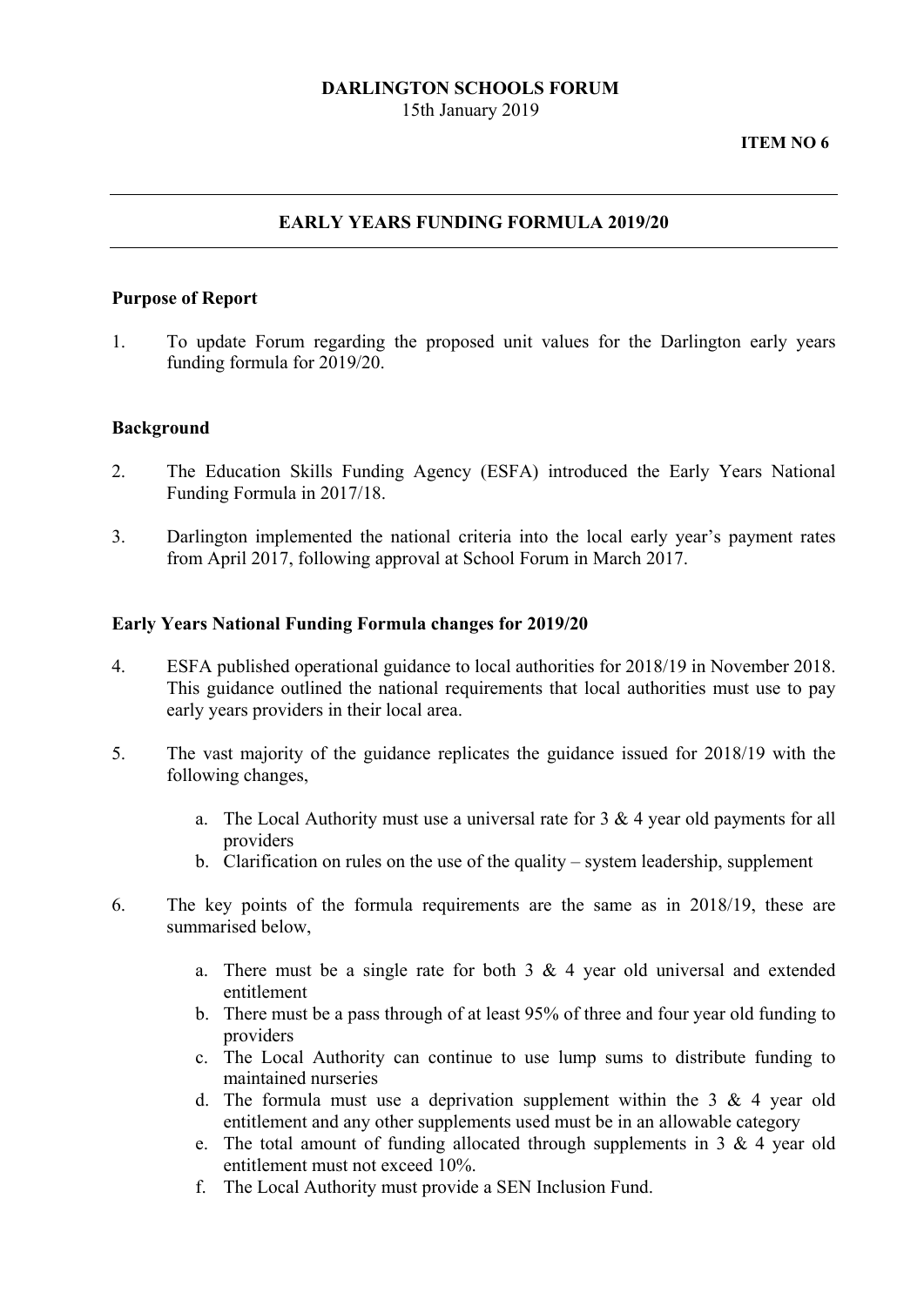**DARLINGTON SCHOOLS FORUM**
15th January 2019

**ITEM NO 6**

---

## EARLY YEARS FUNDING FORMULA 2019/20

---

### Purpose of Report

1. To update Forum regarding the proposed unit values for the Darlington early years funding formula for 2019/20.

### Background

2. The Education Skills Funding Agency (ESFA) introduced the Early Years National Funding Formula in 2017/18.

3. Darlington implemented the national criteria into the local early year's payment rates from April 2017, following approval at School Forum in March 2017.

### Early Years National Funding Formula changes for 2019/20

4. ESFA published operational guidance to local authorities for 2018/19 in November 2018. This guidance outlined the national requirements that local authorities must use to pay early years providers in their local area.

5. The vast majority of the guidance replicates the guidance issued for 2018/19 with the following changes,

   a. The Local Authority must use a universal rate for 3 & 4 year old payments for all providers
   b. Clarification on rules on the use of the quality – system leadership, supplement

6. The key points of the formula requirements are the same as in 2018/19, these are summarised below,

   a. There must be a single rate for both 3 & 4 year old universal and extended entitlement
   b. There must be a pass through of at least 95% of three and four year old funding to providers
   c. The Local Authority can continue to use lump sums to distribute funding to maintained nurseries
   d. The formula must use a deprivation supplement within the 3 & 4 year old entitlement and any other supplements used must be in an allowable category
   e. The total amount of funding allocated through supplements in 3 & 4 year old entitlement must not exceed 10%.
   f. The Local Authority must provide a SEN Inclusion Fund.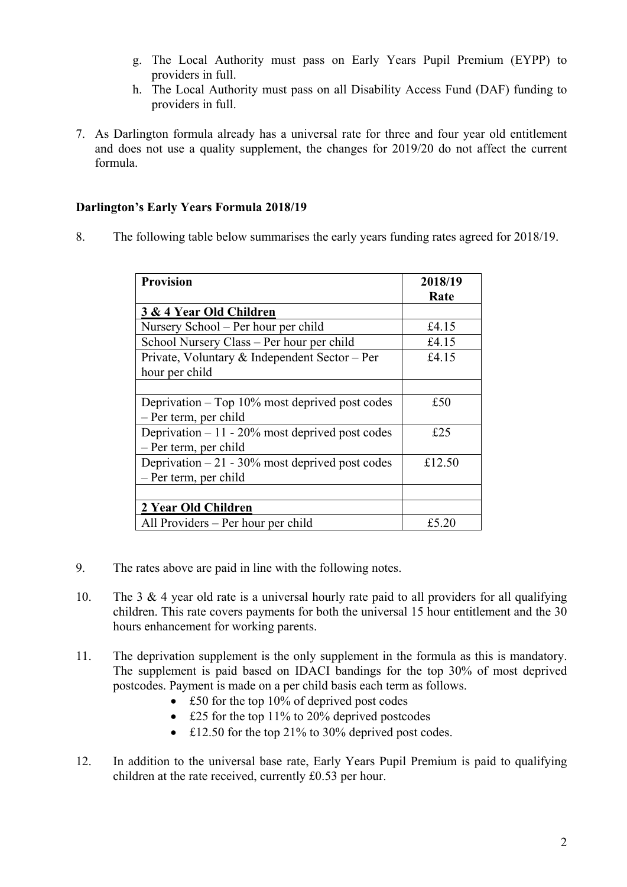g. The Local Authority must pass on Early Years Pupil Premium (EYPP) to providers in full.
h. The Local Authority must pass on all Disability Access Fund (DAF) funding to providers in full.

7. As Darlington formula already has a universal rate for three and four year old entitlement and does not use a quality supplement, the changes for 2019/20 do not affect the current formula.

**Darlington's Early Years Formula 2018/19**

8. The following table below summarises the early years funding rates agreed for 2018/19.

| Provision | 2018/19 Rate |
|---|---|
| **3 & 4 Year Old Children** | |
| Nursery School – Per hour per child | £4.15 |
| School Nursery Class – Per hour per child | £4.15 |
| Private, Voluntary & Independent Sector – Per hour per child | £4.15 |
| | |
| Deprivation – Top 10% most deprived post codes – Per term, per child | £50 |
| Deprivation – 11 - 20% most deprived post codes – Per term, per child | £25 |
| Deprivation – 21 - 30% most deprived post codes – Per term, per child | £12.50 |
| | |
| **2 Year Old Children** | |
| All Providers – Per hour per child | £5.20 |

9. The rates above are paid in line with the following notes.

10. The 3 & 4 year old rate is a universal hourly rate paid to all providers for all qualifying children. This rate covers payments for both the universal 15 hour entitlement and the 30 hours enhancement for working parents.

11. The deprivation supplement is the only supplement in the formula as this is mandatory. The supplement is paid based on IDACI bandings for the top 30% of most deprived postcodes. Payment is made on a per child basis each term as follows.
    - £50 for the top 10% of deprived post codes
    - £25 for the top 11% to 20% deprived postcodes
    - £12.50 for the top 21% to 30% deprived post codes.

12. In addition to the universal base rate, Early Years Pupil Premium is paid to qualifying children at the rate received, currently £0.53 per hour.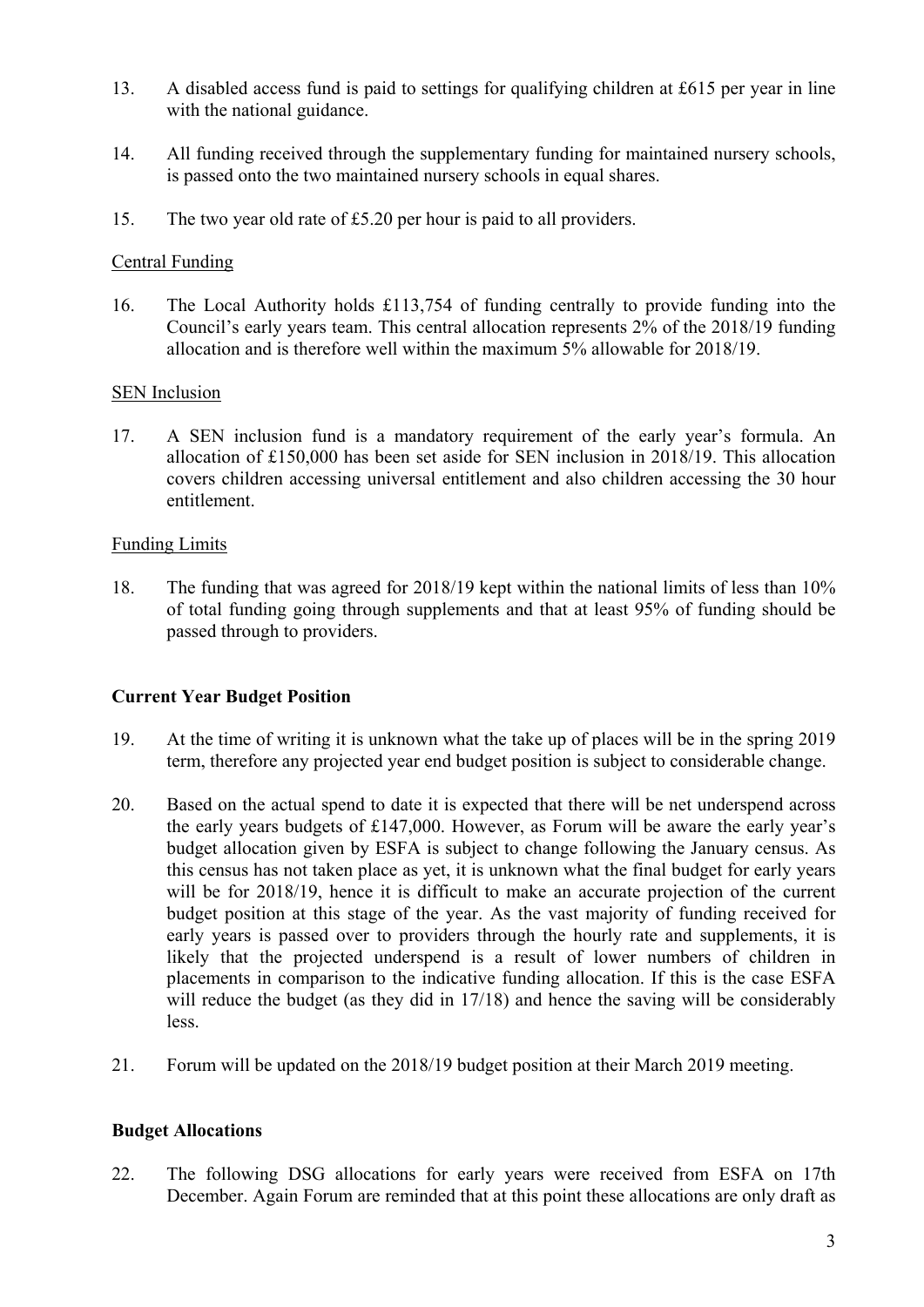13. A disabled access fund is paid to settings for qualifying children at £615 per year in line with the national guidance.

14. All funding received through the supplementary funding for maintained nursery schools, is passed onto the two maintained nursery schools in equal shares.

15. The two year old rate of £5.20 per hour is paid to all providers.

Central Funding

16. The Local Authority holds £113,754 of funding centrally to provide funding into the Council's early years team. This central allocation represents 2% of the 2018/19 funding allocation and is therefore well within the maximum 5% allowable for 2018/19.

SEN Inclusion

17. A SEN inclusion fund is a mandatory requirement of the early year's formula. An allocation of £150,000 has been set aside for SEN inclusion in 2018/19. This allocation covers children accessing universal entitlement and also children accessing the 30 hour entitlement.

Funding Limits

18. The funding that was agreed for 2018/19 kept within the national limits of less than 10% of total funding going through supplements and that at least 95% of funding should be passed through to providers.

**Current Year Budget Position**

19. At the time of writing it is unknown what the take up of places will be in the spring 2019 term, therefore any projected year end budget position is subject to considerable change.

20. Based on the actual spend to date it is expected that there will be net underspend across the early years budgets of £147,000. However, as Forum will be aware the early year's budget allocation given by ESFA is subject to change following the January census. As this census has not taken place as yet, it is unknown what the final budget for early years will be for 2018/19, hence it is difficult to make an accurate projection of the current budget position at this stage of the year. As the vast majority of funding received for early years is passed over to providers through the hourly rate and supplements, it is likely that the projected underspend is a result of lower numbers of children in placements in comparison to the indicative funding allocation. If this is the case ESFA will reduce the budget (as they did in 17/18) and hence the saving will be considerably less.

21. Forum will be updated on the 2018/19 budget position at their March 2019 meeting.

**Budget Allocations**

22. The following DSG allocations for early years were received from ESFA on 17th December. Again Forum are reminded that at this point these allocations are only draft as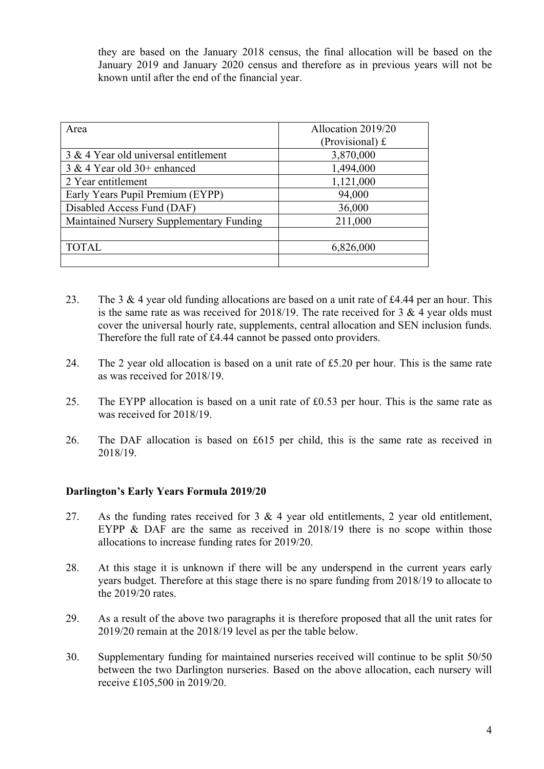they are based on the January 2018 census, the final allocation will be based on the January 2019 and January 2020 census and therefore as in previous years will not be known until after the end of the financial year.

| Area | Allocation 2019/20 (Provisional) £ |
|---|---|
| 3 & 4 Year old universal entitlement | 3,870,000 |
| 3 & 4 Year old 30+ enhanced | 1,494,000 |
| 2 Year entitlement | 1,121,000 |
| Early Years Pupil Premium (EYPP) | 94,000 |
| Disabled Access Fund (DAF) | 36,000 |
| Maintained Nursery Supplementary Funding | 211,000 |
| | |
| TOTAL | 6,826,000 |
| | |

23. The 3 & 4 year old funding allocations are based on a unit rate of £4.44 per an hour. This is the same rate as was received for 2018/19. The rate received for 3 & 4 year olds must cover the universal hourly rate, supplements, central allocation and SEN inclusion funds. Therefore the full rate of £4.44 cannot be passed onto providers.

24. The 2 year old allocation is based on a unit rate of £5.20 per hour. This is the same rate as was received for 2018/19.

25. The EYPP allocation is based on a unit rate of £0.53 per hour. This is the same rate as was received for 2018/19.

26. The DAF allocation is based on £615 per child, this is the same rate as received in 2018/19.

**Darlington's Early Years Formula 2019/20**

27. As the funding rates received for 3 & 4 year old entitlements, 2 year old entitlement, EYPP & DAF are the same as received in 2018/19 there is no scope within those allocations to increase funding rates for 2019/20.

28. At this stage it is unknown if there will be any underspend in the current years early years budget. Therefore at this stage there is no spare funding from 2018/19 to allocate to the 2019/20 rates.

29. As a result of the above two paragraphs it is therefore proposed that all the unit rates for 2019/20 remain at the 2018/19 level as per the table below.

30. Supplementary funding for maintained nurseries received will continue to be split 50/50 between the two Darlington nurseries. Based on the above allocation, each nursery will receive £105,500 in 2019/20.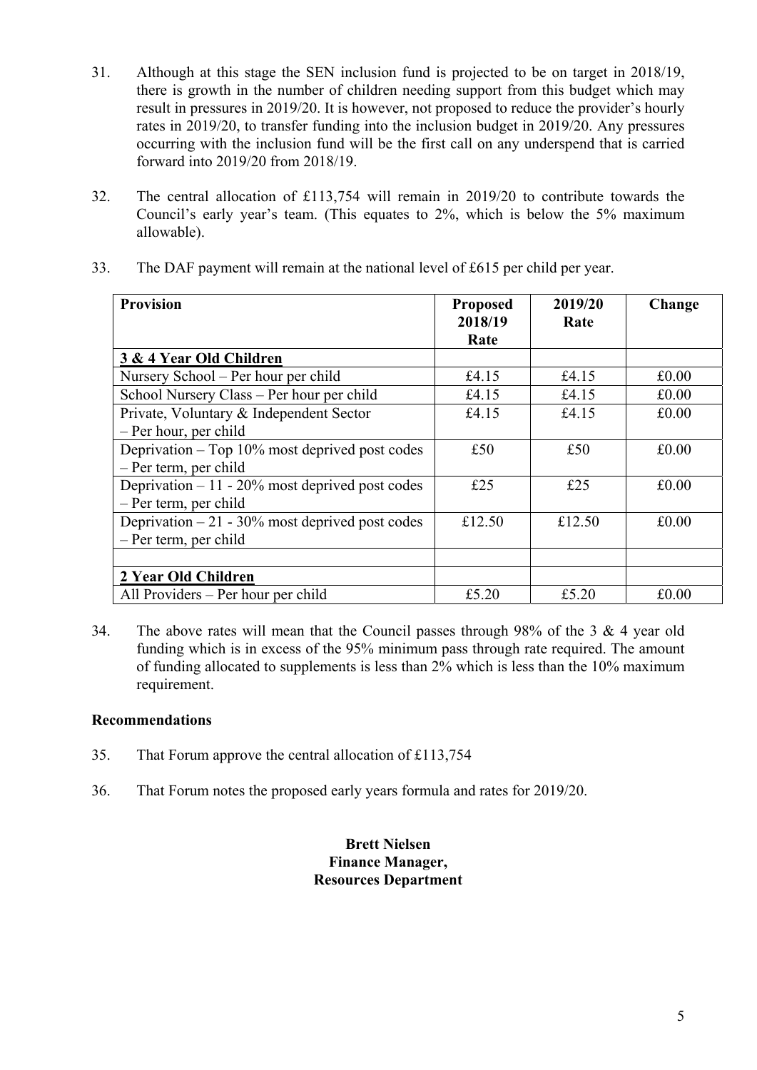31. Although at this stage the SEN inclusion fund is projected to be on target in 2018/19, there is growth in the number of children needing support from this budget which may result in pressures in 2019/20. It is however, not proposed to reduce the provider's hourly rates in 2019/20, to transfer funding into the inclusion budget in 2019/20. Any pressures occurring with the inclusion fund will be the first call on any underspend that is carried forward into 2019/20 from 2018/19.

32. The central allocation of £113,754 will remain in 2019/20 to contribute towards the Council's early year's team. (This equates to 2%, which is below the 5% maximum allowable).

33. The DAF payment will remain at the national level of £615 per child per year.

| Provision | Proposed 2018/19 Rate | 2019/20 Rate | Change |
|---|---|---|---|
| **3 & 4 Year Old Children** | | | |
| Nursery School – Per hour per child | £4.15 | £4.15 | £0.00 |
| School Nursery Class – Per hour per child | £4.15 | £4.15 | £0.00 |
| Private, Voluntary & Independent Sector – Per hour, per child | £4.15 | £4.15 | £0.00 |
| Deprivation – Top 10% most deprived post codes – Per term, per child | £50 | £50 | £0.00 |
| Deprivation – 11 - 20% most deprived post codes – Per term, per child | £25 | £25 | £0.00 |
| Deprivation – 21 - 30% most deprived post codes – Per term, per child | £12.50 | £12.50 | £0.00 |
| | | | |
| **2 Year Old Children** | | | |
| All Providers – Per hour per child | £5.20 | £5.20 | £0.00 |

34. The above rates will mean that the Council passes through 98% of the 3 & 4 year old funding which is in excess of the 95% minimum pass through rate required. The amount of funding allocated to supplements is less than 2% which is less than the 10% maximum requirement.

**Recommendations**

35. That Forum approve the central allocation of £113,754

36. That Forum notes the proposed early years formula and rates for 2019/20.

**Brett Nielsen**
**Finance Manager,**
**Resources Department**